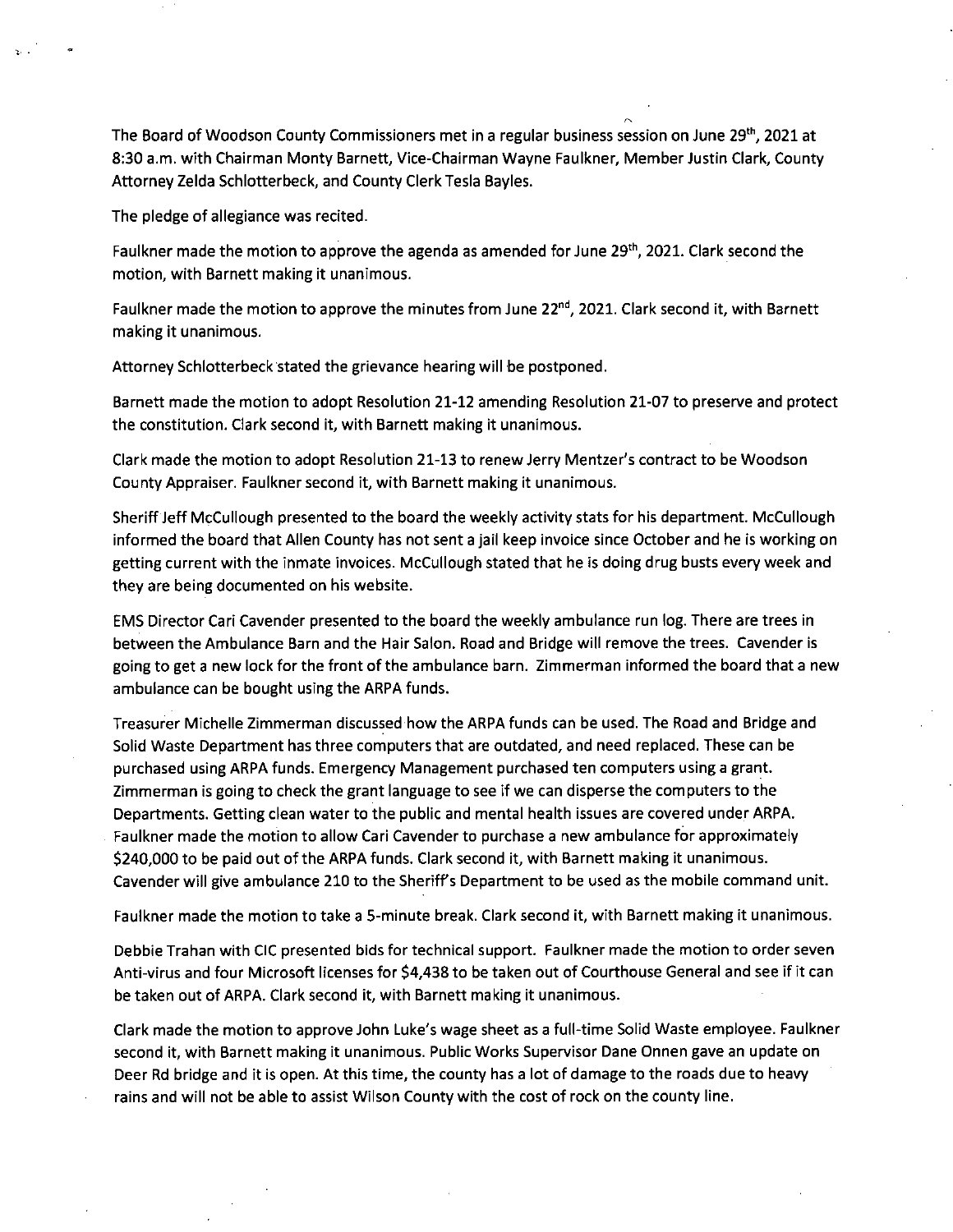The Board of Woodson County Commissioners met in a regular business session on June 29th, 2021 at 8:30 a.m. with Chairman Monty Barnett, Vice-Chairman Wayne Faulkner, Member Justin Clark, County Attorney Zelda Schlotterbeck, and County Clerk Tesla Bayles.

The pledge of allegiance was recited.

Faulkner made the motion to approve the agenda as amended for June 29th, 2021. Clark second the motion, with Barnett making it unanimous.

Faulkner made the motion to approve the minutes from June 22nd, 2021. Clark second it, with Barnett making it unanimous.

Attorney Schlotterbeck stated the grievance hearing will be postponed.

Barnett made the motion to adopt Resolution 21-12 amending Resolution 21-07 to preserve and protect the constitution. Clark second it, with Barnett making it unanimous.

Clark made the motion to adopt Resolution 21-13 to renew Jerry Mentzer's contract to be Woodson County Appraiser. Faulkner second it, with Barnett making it unanimous.

Sheriff Jeff McCullough presented to the board the weekly activity stats for his department. McCullough informed the board that Allen County has not sent a jail keep invoice since October and he is working on getting current with the inmate invoices. McCullough stated that he is doing drug busts every week and they are being documented on his website.

EMS Director Cari Cavender presented to the board the weekly ambulance run log. There are trees in between the Ambulance Barn and the Hair Salon. Road and Bridge will remove the trees. Cavender is going to get a new lock for the front of the ambulance barn. Zimmerman informed the board that a new ambulance can be bought using the ARPA funds.

Treasurer Michelle Zimmerman discussed how the ARPA funds can be used. The Road and Bridge and Solid Waste Department has three computers that are outdated, and need replaced. These can be purchased using ARPA funds. Emergency Management purchased ten computers using a grant. Zimmerman is going to check the grant language to see if we can disperse the computers to the Departments. Getting clean water to the public and mental health issues are covered under ARPA. Faulkner made the motion to allow Cari Cavender to purchase a new ambulance for approximately $240,000 to be paid out of the ARPA funds. Clark second it, with Barnett making it unanimous. Cavender will give ambulance 210 to the Sheriff's Department to be used as the mobile command unit.

Faulkner made the motion to take a 5-minute break. Clark second it, with Barnett making it unanimous.

Debbie Trahan with CIC presented bids for technical support. Faulkner made the motion to order seven Anti-virus and four Microsoft licenses for $4,438 to be taken out of Courthouse General and see if it can be taken out of ARPA. Clark second it, with Barnett making it unanimous.

Clark made the motion to approve John Luke's wage sheet as a full-time Solid Waste employee. Faulkner second it, with Barnett making it unanimous. Public Works Supervisor Dane Onnen gave an update on Deer Rd bridge and it is open. At this time, the county has a lot of damage to the roads due to heavy rains and will not be able to assist Wilson County with the cost of rock on the county line.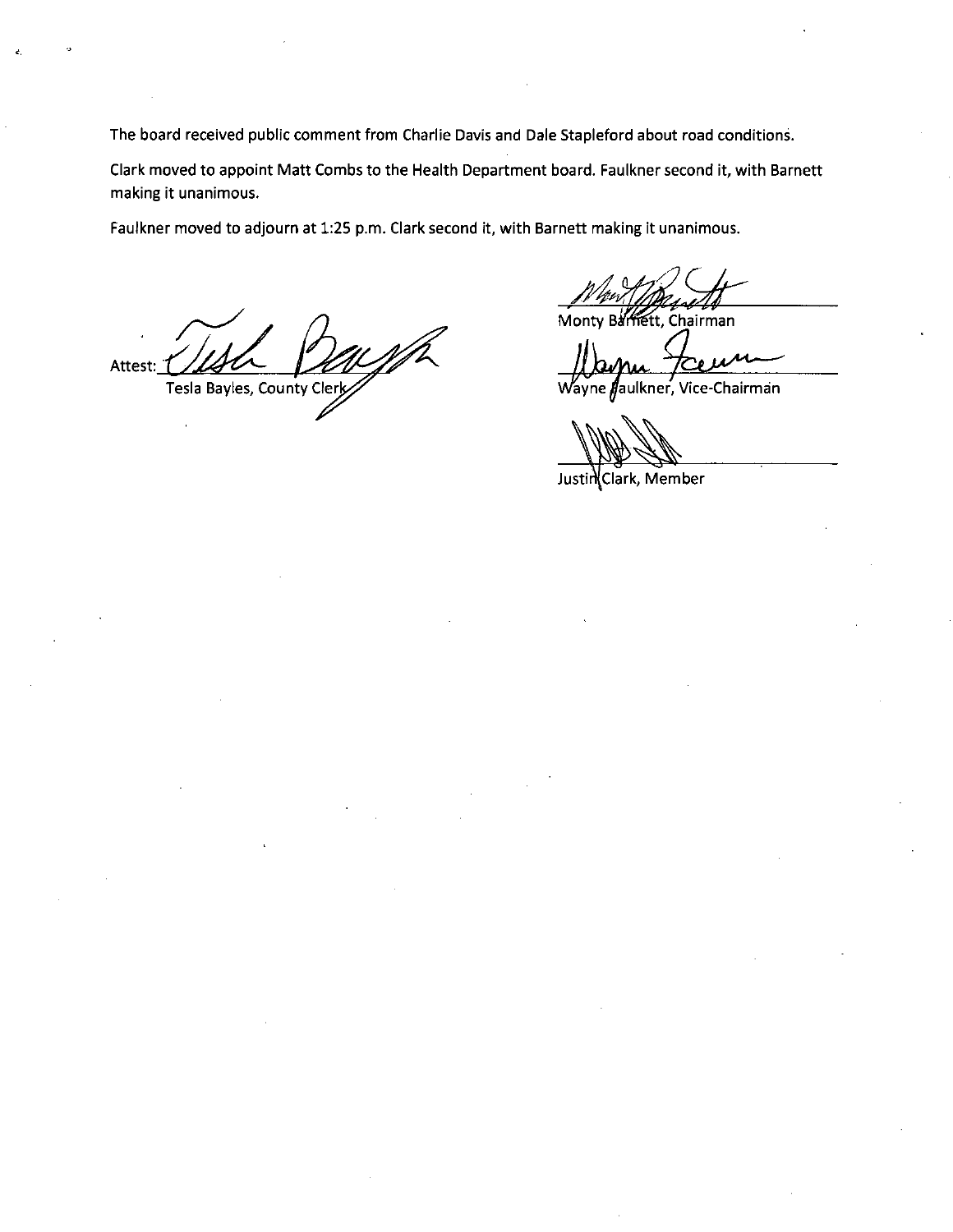The board received public comment from Charlie Davis and Dale Stapleford about road conditions.

Clark moved to appoint Matt Combs to the Health Department board. Faulkner second it, with Barnett making it unanimous.

Faulkner moved to adjourn at 1:25 p.m. Clark second it, with Barnett making it unanimous.

Attest: ____________________
Tesla Bayles, County Clerk

____________________
Monty Barnett, Chairman

____________________
Wayne Faulkner, Vice-Chairman

____________________
Justin Clark, Member